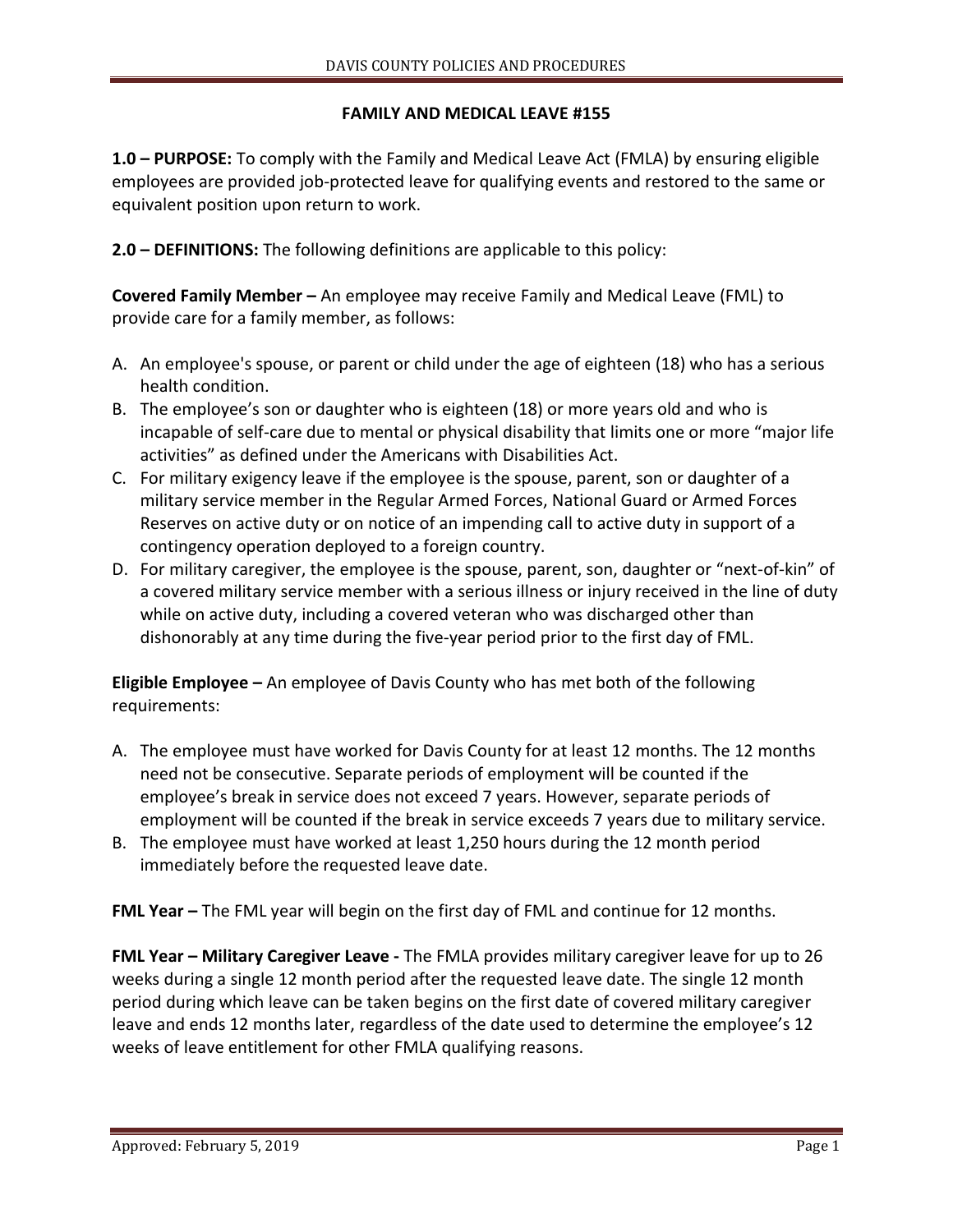# FAMILY AND MEDICAL LEAVE #155

**1.0 – PURPOSE:** To comply with the Family and Medical Leave Act (FMLA) by ensuring eligible employees are provided job-protected leave for qualifying events and restored to the same or equivalent position upon return to work.

**2.0 – DEFINITIONS:** The following definitions are applicable to this policy:

**Covered Family Member –** An employee may receive Family and Medical Leave (FML) to provide care for a family member, as follows:

A. An employee's spouse, or parent or child under the age of eighteen (18) who has a serious health condition.
B. The employee's son or daughter who is eighteen (18) or more years old and who is incapable of self-care due to mental or physical disability that limits one or more "major life activities" as defined under the Americans with Disabilities Act.
C. For military exigency leave if the employee is the spouse, parent, son or daughter of a military service member in the Regular Armed Forces, National Guard or Armed Forces Reserves on active duty or on notice of an impending call to active duty in support of a contingency operation deployed to a foreign country.
D. For military caregiver, the employee is the spouse, parent, son, daughter or "next-of-kin" of a covered military service member with a serious illness or injury received in the line of duty while on active duty, including a covered veteran who was discharged other than dishonorably at any time during the five-year period prior to the first day of FML.

**Eligible Employee –** An employee of Davis County who has met both of the following requirements:

A. The employee must have worked for Davis County for at least 12 months. The 12 months need not be consecutive. Separate periods of employment will be counted if the employee's break in service does not exceed 7 years. However, separate periods of employment will be counted if the break in service exceeds 7 years due to military service.
B. The employee must have worked at least 1,250 hours during the 12 month period immediately before the requested leave date.

**FML Year –** The FML year will begin on the first day of FML and continue for 12 months.

**FML Year – Military Caregiver Leave -** The FMLA provides military caregiver leave for up to 26 weeks during a single 12 month period after the requested leave date. The single 12 month period during which leave can be taken begins on the first date of covered military caregiver leave and ends 12 months later, regardless of the date used to determine the employee's 12 weeks of leave entitlement for other FMLA qualifying reasons.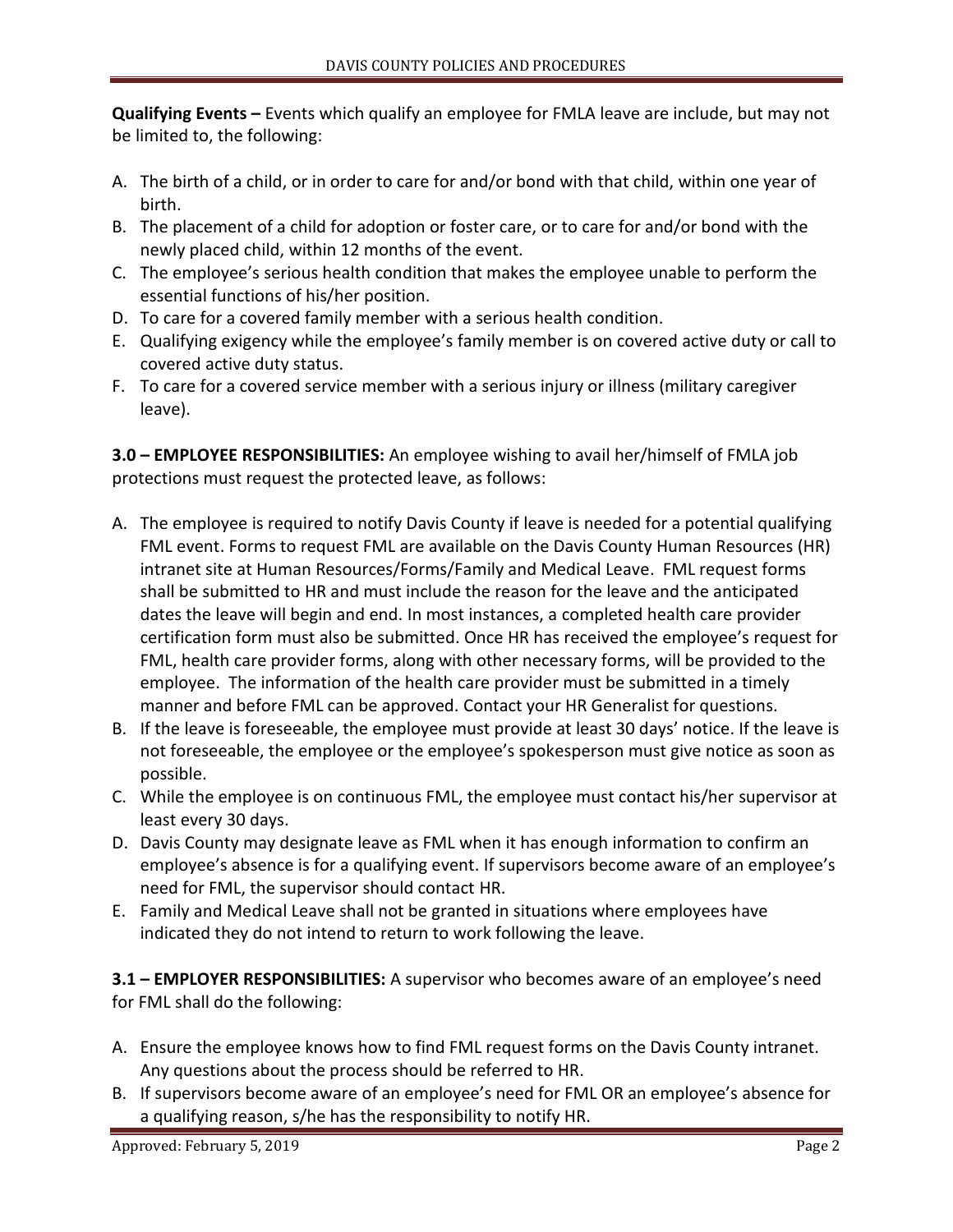**Qualifying Events –** Events which qualify an employee for FMLA leave are include, but may not be limited to, the following:

A. The birth of a child, or in order to care for and/or bond with that child, within one year of birth.
B. The placement of a child for adoption or foster care, or to care for and/or bond with the newly placed child, within 12 months of the event.
C. The employee's serious health condition that makes the employee unable to perform the essential functions of his/her position.
D. To care for a covered family member with a serious health condition.
E. Qualifying exigency while the employee's family member is on covered active duty or call to covered active duty status.
F. To care for a covered service member with a serious injury or illness (military caregiver leave).

**3.0 – EMPLOYEE RESPONSIBILITIES:** An employee wishing to avail her/himself of FMLA job protections must request the protected leave, as follows:

A. The employee is required to notify Davis County if leave is needed for a potential qualifying FML event. Forms to request FML are available on the Davis County Human Resources (HR) intranet site at Human Resources/Forms/Family and Medical Leave. FML request forms shall be submitted to HR and must include the reason for the leave and the anticipated dates the leave will begin and end. In most instances, a completed health care provider certification form must also be submitted. Once HR has received the employee's request for FML, health care provider forms, along with other necessary forms, will be provided to the employee. The information of the health care provider must be submitted in a timely manner and before FML can be approved. Contact your HR Generalist for questions.
B. If the leave is foreseeable, the employee must provide at least 30 days' notice. If the leave is not foreseeable, the employee or the employee's spokesperson must give notice as soon as possible.
C. While the employee is on continuous FML, the employee must contact his/her supervisor at least every 30 days.
D. Davis County may designate leave as FML when it has enough information to confirm an employee's absence is for a qualifying event. If supervisors become aware of an employee's need for FML, the supervisor should contact HR.
E. Family and Medical Leave shall not be granted in situations where employees have indicated they do not intend to return to work following the leave.

**3.1 – EMPLOYER RESPONSIBILITIES:** A supervisor who becomes aware of an employee's need for FML shall do the following:

A. Ensure the employee knows how to find FML request forms on the Davis County intranet. Any questions about the process should be referred to HR.
B. If supervisors become aware of an employee's need for FML OR an employee's absence for a qualifying reason, s/he has the responsibility to notify HR.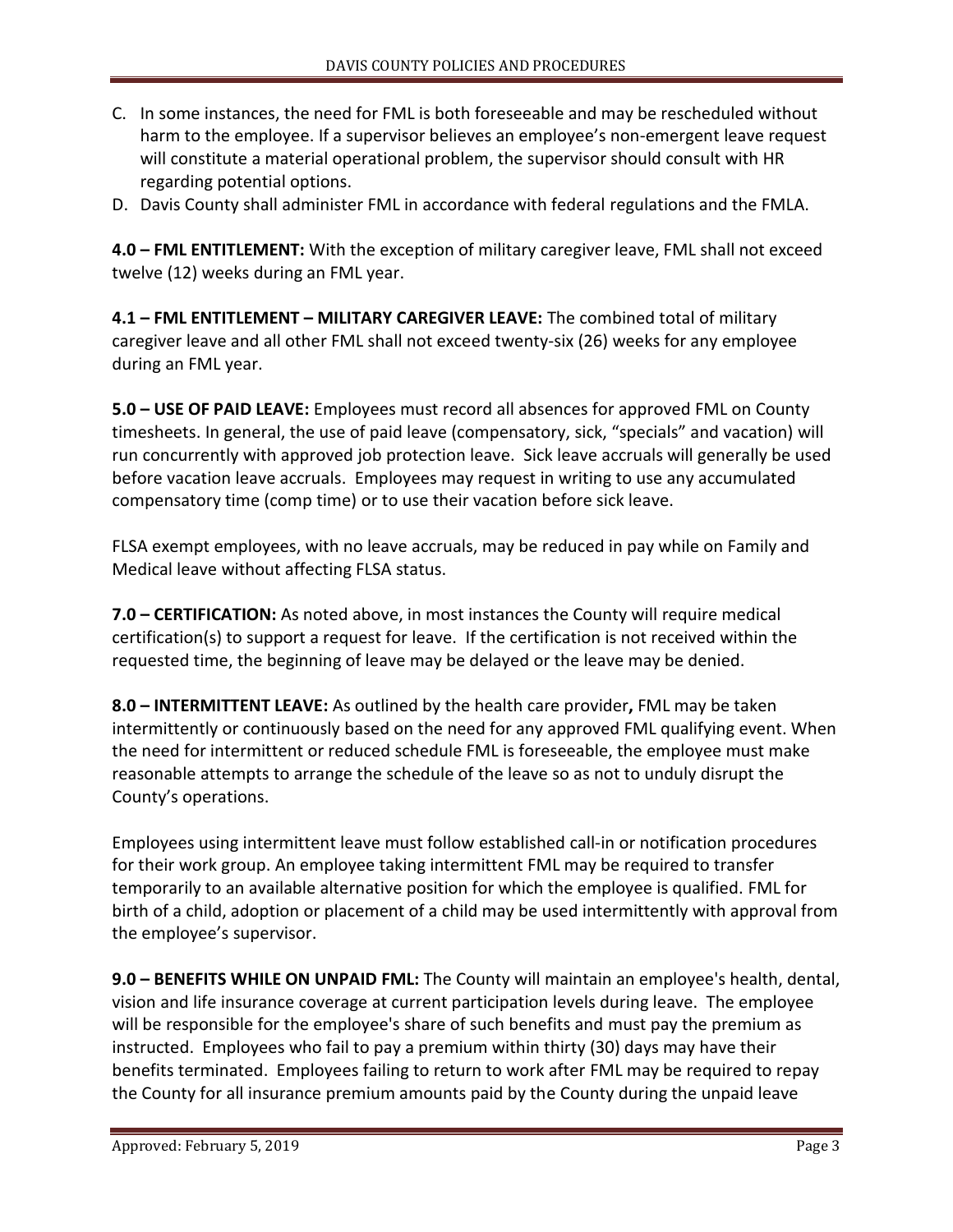C. In some instances, the need for FML is both foreseeable and may be rescheduled without harm to the employee. If a supervisor believes an employee's non-emergent leave request will constitute a material operational problem, the supervisor should consult with HR regarding potential options.
D. Davis County shall administer FML in accordance with federal regulations and the FMLA.

**4.0 – FML ENTITLEMENT:** With the exception of military caregiver leave, FML shall not exceed twelve (12) weeks during an FML year.

**4.1 – FML ENTITLEMENT – MILITARY CAREGIVER LEAVE:** The combined total of military caregiver leave and all other FML shall not exceed twenty-six (26) weeks for any employee during an FML year.

**5.0 – USE OF PAID LEAVE:** Employees must record all absences for approved FML on County timesheets. In general, the use of paid leave (compensatory, sick, "specials" and vacation) will run concurrently with approved job protection leave. Sick leave accruals will generally be used before vacation leave accruals. Employees may request in writing to use any accumulated compensatory time (comp time) or to use their vacation before sick leave.

FLSA exempt employees, with no leave accruals, may be reduced in pay while on Family and Medical leave without affecting FLSA status.

**7.0 – CERTIFICATION:** As noted above, in most instances the County will require medical certification(s) to support a request for leave. If the certification is not received within the requested time, the beginning of leave may be delayed or the leave may be denied.

**8.0 – INTERMITTENT LEAVE:** As outlined by the health care provider**,** FML may be taken intermittently or continuously based on the need for any approved FML qualifying event. When the need for intermittent or reduced schedule FML is foreseeable, the employee must make reasonable attempts to arrange the schedule of the leave so as not to unduly disrupt the County's operations.

Employees using intermittent leave must follow established call-in or notification procedures for their work group. An employee taking intermittent FML may be required to transfer temporarily to an available alternative position for which the employee is qualified. FML for birth of a child, adoption or placement of a child may be used intermittently with approval from the employee's supervisor.

**9.0 – BENEFITS WHILE ON UNPAID FML:** The County will maintain an employee's health, dental, vision and life insurance coverage at current participation levels during leave. The employee will be responsible for the employee's share of such benefits and must pay the premium as instructed. Employees who fail to pay a premium within thirty (30) days may have their benefits terminated. Employees failing to return to work after FML may be required to repay the County for all insurance premium amounts paid by the County during the unpaid leave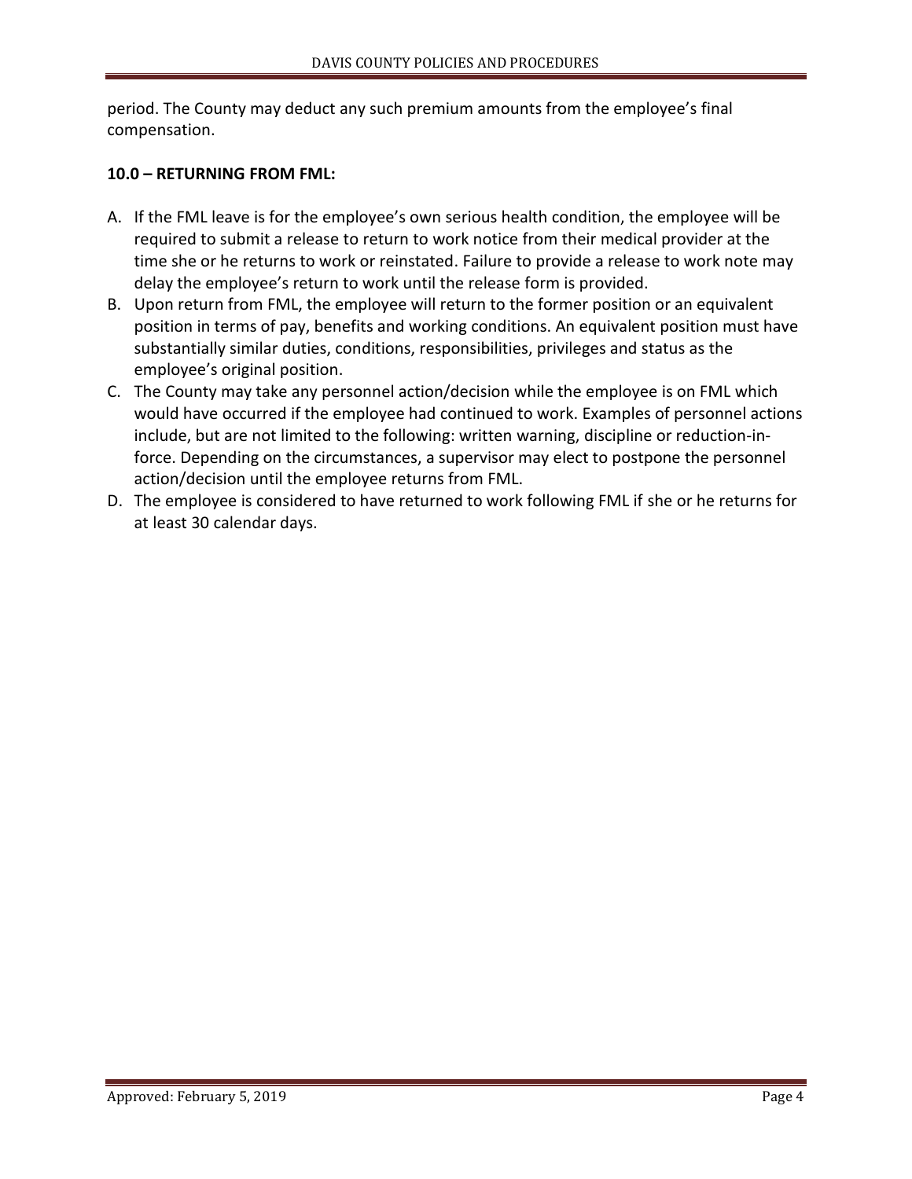period. The County may deduct any such premium amounts from the employee's final compensation.

**10.0 – RETURNING FROM FML:**

A. If the FML leave is for the employee's own serious health condition, the employee will be required to submit a release to return to work notice from their medical provider at the time she or he returns to work or reinstated. Failure to provide a release to work note may delay the employee's return to work until the release form is provided.
B. Upon return from FML, the employee will return to the former position or an equivalent position in terms of pay, benefits and working conditions. An equivalent position must have substantially similar duties, conditions, responsibilities, privileges and status as the employee's original position.
C. The County may take any personnel action/decision while the employee is on FML which would have occurred if the employee had continued to work. Examples of personnel actions include, but are not limited to the following: written warning, discipline or reduction-in-force. Depending on the circumstances, a supervisor may elect to postpone the personnel action/decision until the employee returns from FML.
D. The employee is considered to have returned to work following FML if she or he returns for at least 30 calendar days.